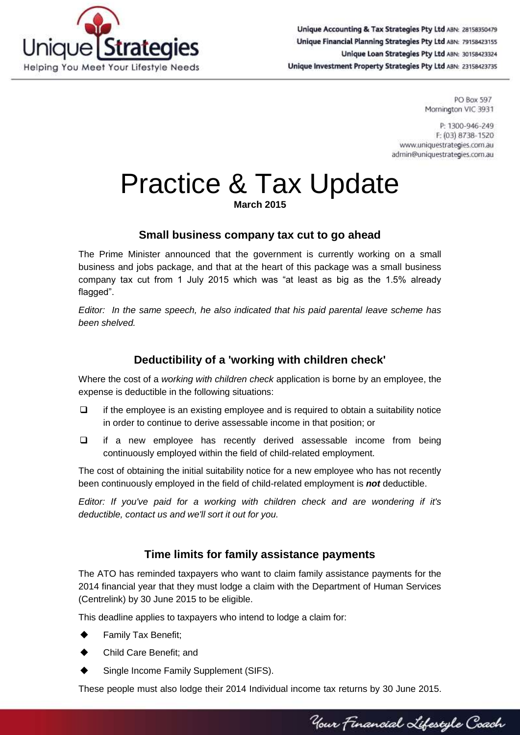Unique Strategies
Helping You Meet Your Lifestyle Needs

Unique Accounting & Tax Strategies Pty Ltd ABN: 28158350479
Unique Financial Planning Strategies Pty Ltd ABN: 79158423155
Unique Loan Strategies Pty Ltd ABN: 30158423324
Unique Investment Property Strategies Pty Ltd ABN: 23158423735

PO Box 597
Mornington VIC 3931

P: 1300-946-249
F: (03) 8738-1520
www.uniquestrategies.com.au
admin@uniquestrategies.com.au

# Practice & Tax Update

**March 2015**

### Small business company tax cut to go ahead

The Prime Minister announced that the government is currently working on a small business and jobs package, and that at the heart of this package was a small business company tax cut from 1 July 2015 which was "at least as big as the 1.5% already flagged".

*Editor: In the same speech, he also indicated that his paid parental leave scheme has been shelved.*

### Deductibility of a 'working with children check'

Where the cost of a *working with children check* application is borne by an employee, the expense is deductible in the following situations:

- if the employee is an existing employee and is required to obtain a suitability notice in order to continue to derive assessable income in that position; or
- if a new employee has recently derived assessable income from being continuously employed within the field of child-related employment.

The cost of obtaining the initial suitability notice for a new employee who has not recently been continuously employed in the field of child-related employment is ***not*** deductible.

*Editor: If you've paid for a working with children check and are wondering if it's deductible, contact us and we'll sort it out for you.*

### Time limits for family assistance payments

The ATO has reminded taxpayers who want to claim family assistance payments for the 2014 financial year that they must lodge a claim with the Department of Human Services (Centrelink) by 30 June 2015 to be eligible.

This deadline applies to taxpayers who intend to lodge a claim for:

- Family Tax Benefit;
- Child Care Benefit; and
- Single Income Family Supplement (SIFS).

These people must also lodge their 2014 Individual income tax returns by 30 June 2015.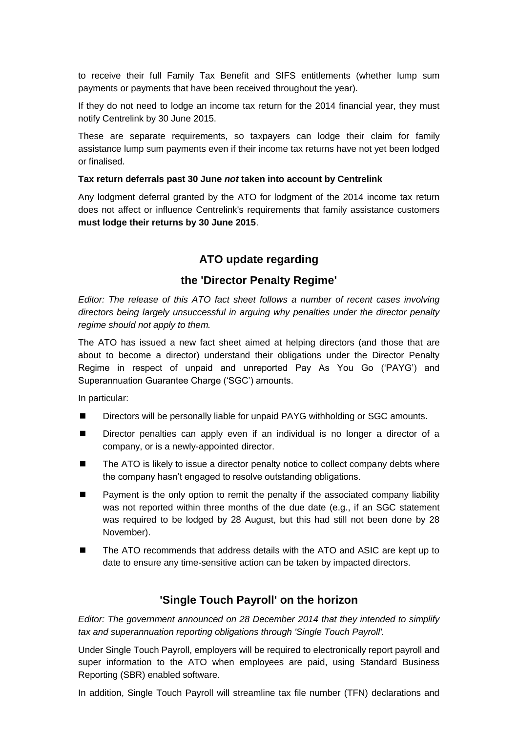to receive their full Family Tax Benefit and SIFS entitlements (whether lump sum payments or payments that have been received throughout the year).

If they do not need to lodge an income tax return for the 2014 financial year, they must notify Centrelink by 30 June 2015.

These are separate requirements, so taxpayers can lodge their claim for family assistance lump sum payments even if their income tax returns have not yet been lodged or finalised.

**Tax return deferrals past 30 June *not* taken into account by Centrelink**

Any lodgment deferral granted by the ATO for lodgment of the 2014 income tax return does not affect or influence Centrelink's requirements that family assistance customers **must lodge their returns by 30 June 2015**.

## ATO update regarding the 'Director Penalty Regime'

*Editor: The release of this ATO fact sheet follows a number of recent cases involving directors being largely unsuccessful in arguing why penalties under the director penalty regime should not apply to them.*

The ATO has issued a new fact sheet aimed at helping directors (and those that are about to become a director) understand their obligations under the Director Penalty Regime in respect of unpaid and unreported Pay As You Go ('PAYG') and Superannuation Guarantee Charge ('SGC') amounts.

In particular:

- Directors will be personally liable for unpaid PAYG withholding or SGC amounts.
- Director penalties can apply even if an individual is no longer a director of a company, or is a newly-appointed director.
- The ATO is likely to issue a director penalty notice to collect company debts where the company hasn't engaged to resolve outstanding obligations.
- Payment is the only option to remit the penalty if the associated company liability was not reported within three months of the due date (e.g., if an SGC statement was required to be lodged by 28 August, but this had still not been done by 28 November).
- The ATO recommends that address details with the ATO and ASIC are kept up to date to ensure any time-sensitive action can be taken by impacted directors.

## 'Single Touch Payroll' on the horizon

*Editor: The government announced on 28 December 2014 that they intended to simplify tax and superannuation reporting obligations through 'Single Touch Payroll'.*

Under Single Touch Payroll, employers will be required to electronically report payroll and super information to the ATO when employees are paid, using Standard Business Reporting (SBR) enabled software.

In addition, Single Touch Payroll will streamline tax file number (TFN) declarations and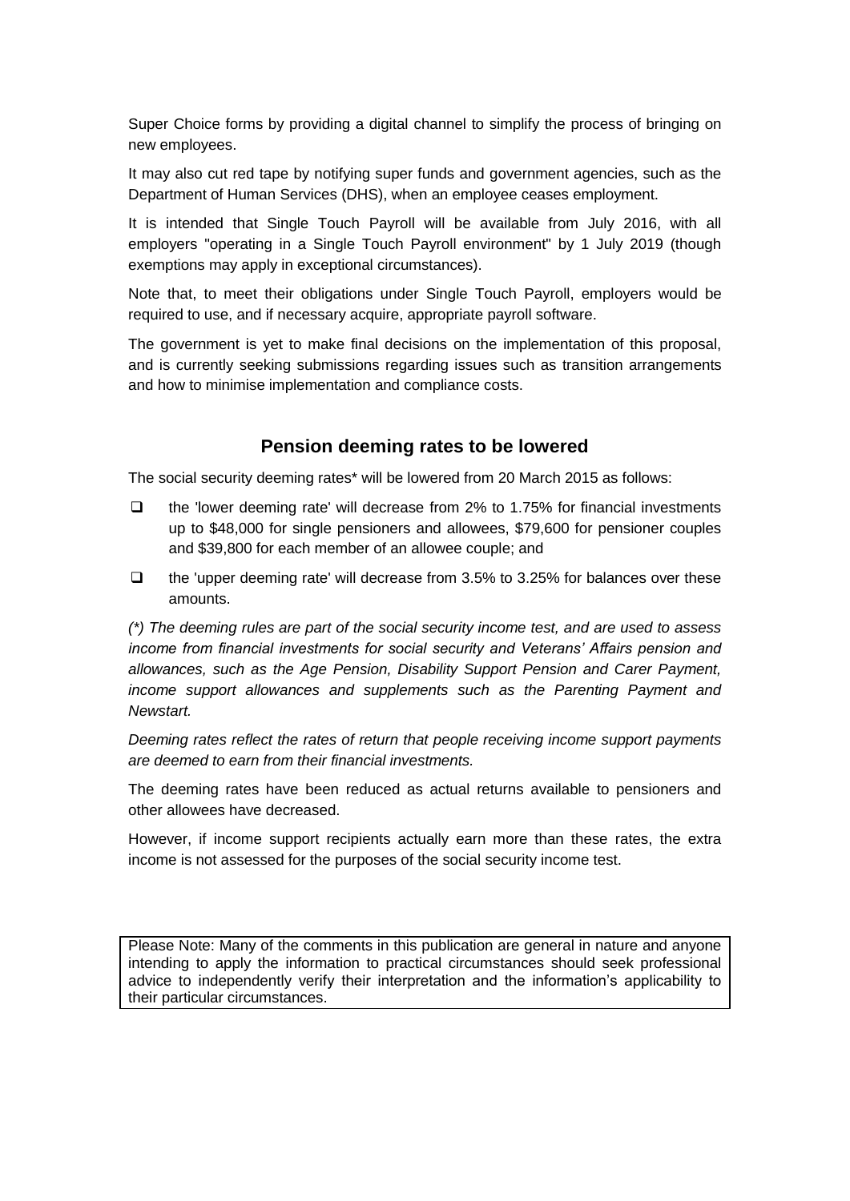Super Choice forms by providing a digital channel to simplify the process of bringing on new employees.

It may also cut red tape by notifying super funds and government agencies, such as the Department of Human Services (DHS), when an employee ceases employment.

It is intended that Single Touch Payroll will be available from July 2016, with all employers "operating in a Single Touch Payroll environment" by 1 July 2019 (though exemptions may apply in exceptional circumstances).

Note that, to meet their obligations under Single Touch Payroll, employers would be required to use, and if necessary acquire, appropriate payroll software.

The government is yet to make final decisions on the implementation of this proposal, and is currently seeking submissions regarding issues such as transition arrangements and how to minimise implementation and compliance costs.

## Pension deeming rates to be lowered

The social security deeming rates* will be lowered from 20 March 2015 as follows:

- the 'lower deeming rate' will decrease from 2% to 1.75% for financial investments up to $48,000 for single pensioners and allowees, $79,600 for pensioner couples and $39,800 for each member of an allowee couple; and
- the 'upper deeming rate' will decrease from 3.5% to 3.25% for balances over these amounts.

*(\*) The deeming rules are part of the social security income test, and are used to assess income from financial investments for social security and Veterans' Affairs pension and allowances, such as the Age Pension, Disability Support Pension and Carer Payment, income support allowances and supplements such as the Parenting Payment and Newstart.*

*Deeming rates reflect the rates of return that people receiving income support payments are deemed to earn from their financial investments.*

The deeming rates have been reduced as actual returns available to pensioners and other allowees have decreased.

However, if income support recipients actually earn more than these rates, the extra income is not assessed for the purposes of the social security income test.

Please Note: Many of the comments in this publication are general in nature and anyone intending to apply the information to practical circumstances should seek professional advice to independently verify their interpretation and the information's applicability to their particular circumstances.